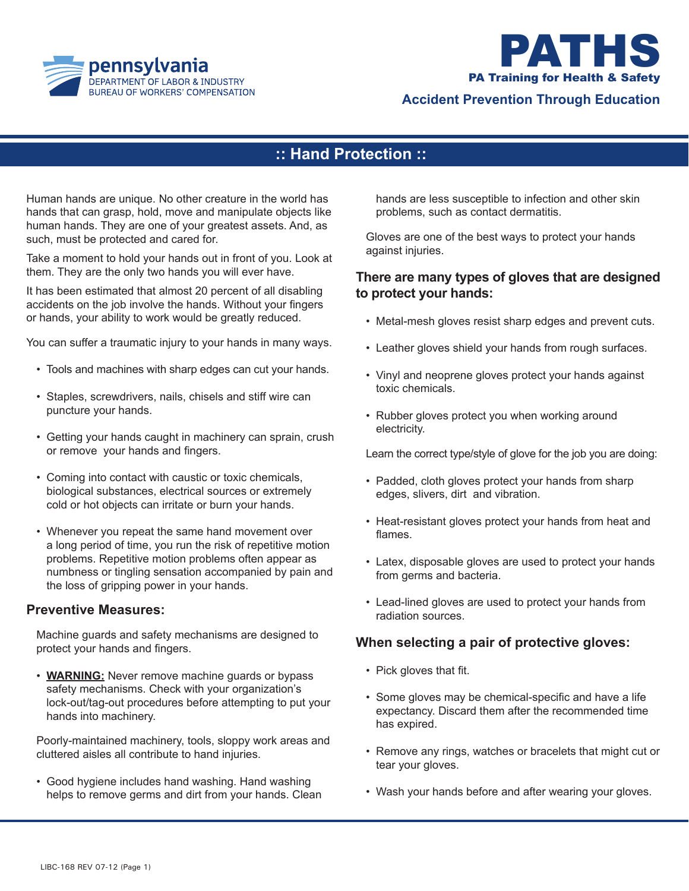pennsylvania
DEPARTMENT OF LABOR & INDUSTRY
BUREAU OF WORKERS' COMPENSATION

# PATHS

**PA Training for Health & Safety**

**Accident Prevention Through Education**

## :: Hand Protection ::

Human hands are unique. No other creature in the world has hands that can grasp, hold, move and manipulate objects like human hands. They are one of your greatest assets. And, as such, must be protected and cared for.

Take a moment to hold your hands out in front of you. Look at them. They are the only two hands you will ever have.

It has been estimated that almost 20 percent of all disabling accidents on the job involve the hands. Without your fingers or hands, your ability to work would be greatly reduced.

You can suffer a traumatic injury to your hands in many ways.

- Tools and machines with sharp edges can cut your hands.
- Staples, screwdrivers, nails, chisels and stiff wire can puncture your hands.
- Getting your hands caught in machinery can sprain, crush or remove your hands and fingers.
- Coming into contact with caustic or toxic chemicals, biological substances, electrical sources or extremely cold or hot objects can irritate or burn your hands.
- Whenever you repeat the same hand movement over a long period of time, you run the risk of repetitive motion problems. Repetitive motion problems often appear as numbness or tingling sensation accompanied by pain and the loss of gripping power in your hands.

### Preventive Measures:

Machine guards and safety mechanisms are designed to protect your hands and fingers.

- **WARNING:** Never remove machine guards or bypass safety mechanisms. Check with your organization's lock-out/tag-out procedures before attempting to put your hands into machinery.

Poorly-maintained machinery, tools, sloppy work areas and cluttered aisles all contribute to hand injuries.

- Good hygiene includes hand washing. Hand washing helps to remove germs and dirt from your hands. Clean hands are less susceptible to infection and other skin problems, such as contact dermatitis.

Gloves are one of the best ways to protect your hands against injuries.

### There are many types of gloves that are designed to protect your hands:

- Metal-mesh gloves resist sharp edges and prevent cuts.
- Leather gloves shield your hands from rough surfaces.
- Vinyl and neoprene gloves protect your hands against toxic chemicals.
- Rubber gloves protect you when working around electricity.

Learn the correct type/style of glove for the job you are doing:

- Padded, cloth gloves protect your hands from sharp edges, slivers, dirt and vibration.
- Heat-resistant gloves protect your hands from heat and flames.
- Latex, disposable gloves are used to protect your hands from germs and bacteria.
- Lead-lined gloves are used to protect your hands from radiation sources.

### When selecting a pair of protective gloves:

- Pick gloves that fit.
- Some gloves may be chemical-specific and have a life expectancy. Discard them after the recommended time has expired.
- Remove any rings, watches or bracelets that might cut or tear your gloves.
- Wash your hands before and after wearing your gloves.

LIBC-168 REV 07-12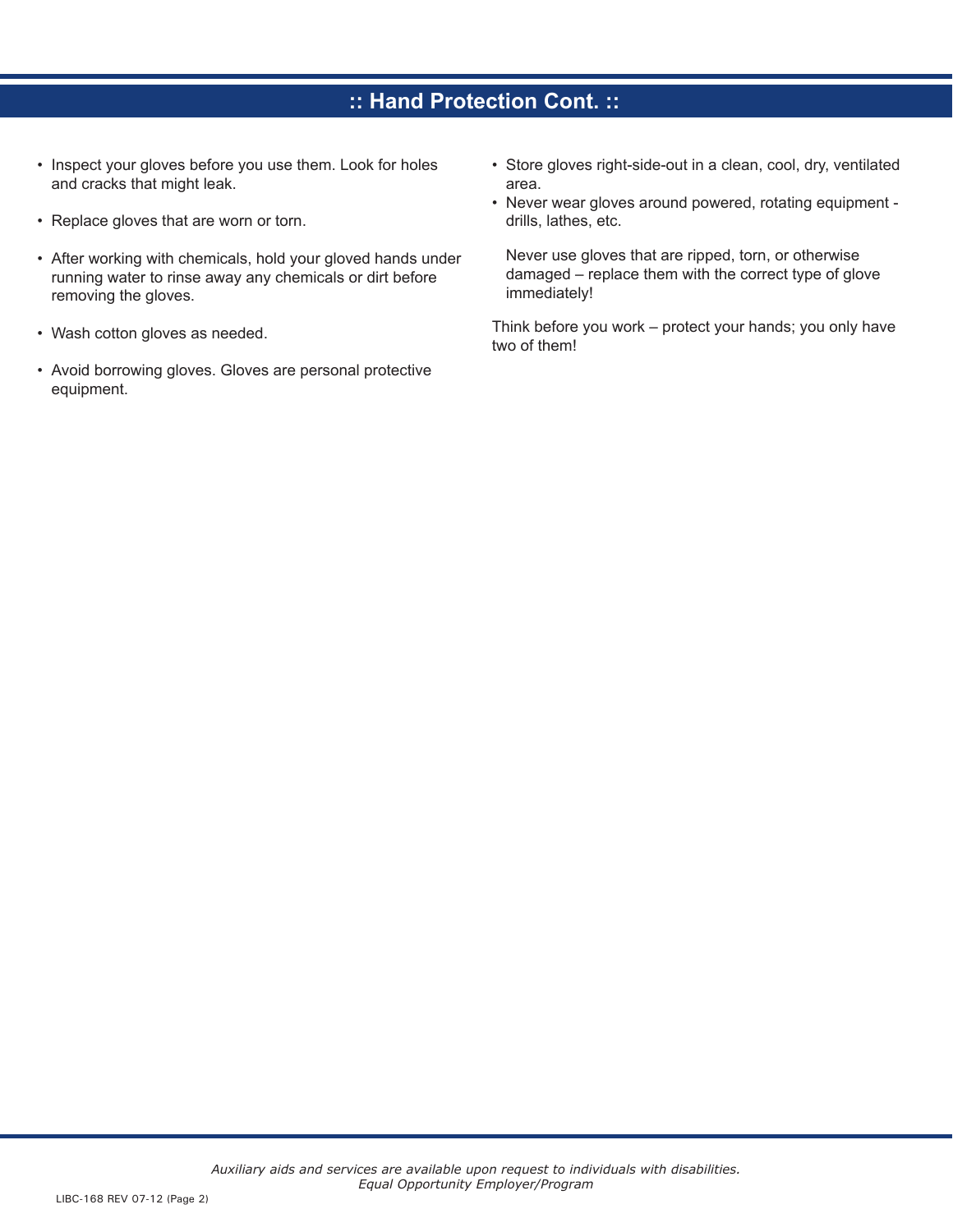## :: Hand Protection Cont. ::

- Inspect your gloves before you use them. Look for holes and cracks that might leak.
- Replace gloves that are worn or torn.
- After working with chemicals, hold your gloved hands under running water to rinse away any chemicals or dirt before removing the gloves.
- Wash cotton gloves as needed.
- Avoid borrowing gloves. Gloves are personal protective equipment.
- Store gloves right-side-out in a clean, cool, dry, ventilated area.
- Never wear gloves around powered, rotating equipment - drills, lathes, etc.

  Never use gloves that are ripped, torn, or otherwise damaged – replace them with the correct type of glove immediately!

Think before you work – protect your hands; you only have two of them!

*Auxiliary aids and services are available upon request to individuals with disabilities.*
*Equal Opportunity Employer/Program*

LIBC-168 REV 07-12 (Page 2)